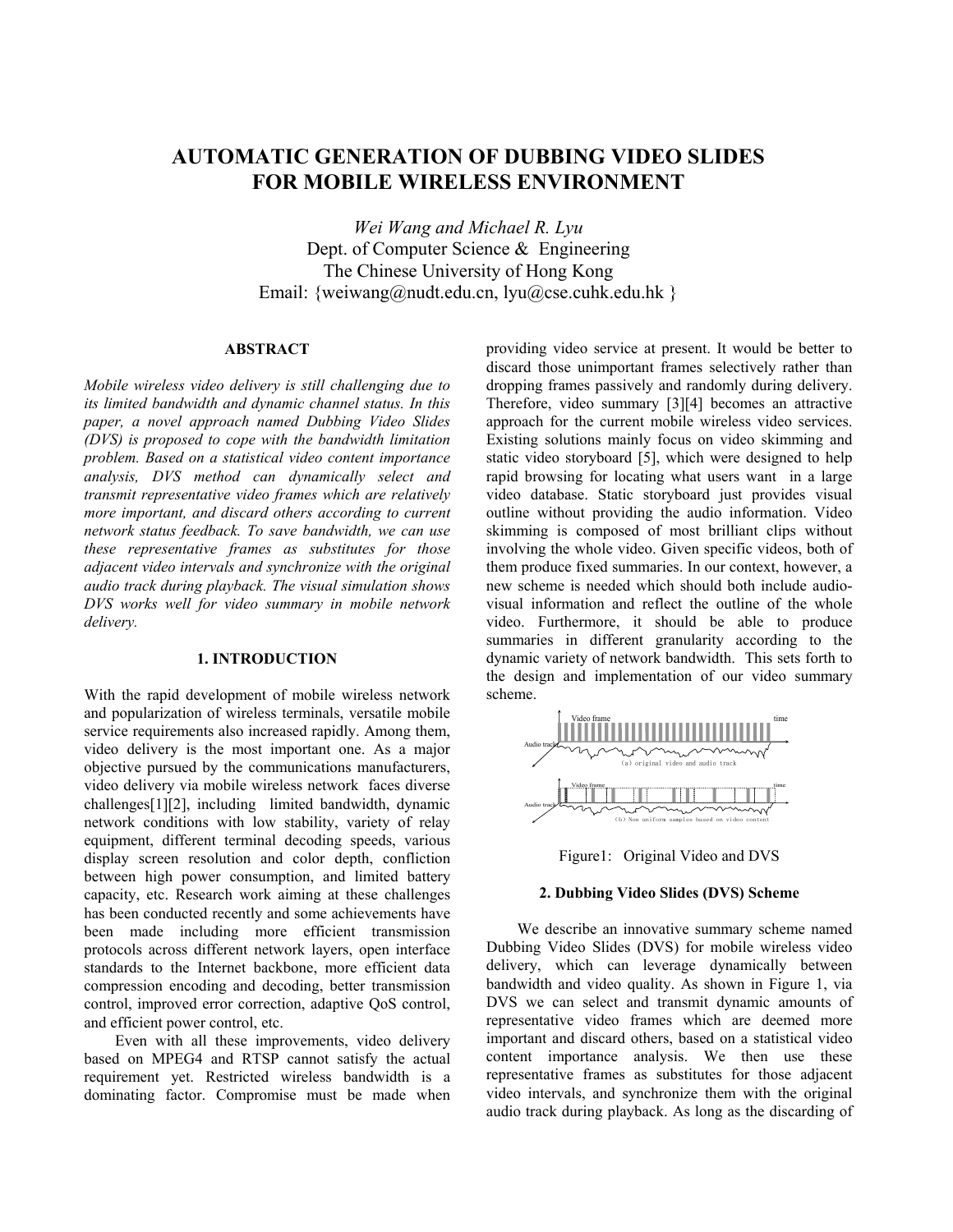# AUTOMATIC GENERATION OF DUBBING VIDEO SLIDES FOR MOBILE WIRELESS ENVIRONMENT

*Wei Wang and Michael R. Lyu*
Dept. of Computer Science & Engineering
The Chinese University of Hong Kong
Email: {weiwang@nudt.edu.cn, lyu@cse.cuhk.edu.hk }

### ABSTRACT

*Mobile wireless video delivery is still challenging due to its limited bandwidth and dynamic channel status. In this paper, a novel approach named Dubbing Video Slides (DVS) is proposed to cope with the bandwidth limitation problem. Based on a statistical video content importance analysis, DVS method can dynamically select and transmit representative video frames which are relatively more important, and discard others according to current network status feedback. To save bandwidth, we can use these representative frames as substitutes for those adjacent video intervals and synchronize with the original audio track during playback. The visual simulation shows DVS works well for video summary in mobile network delivery.*

## 1. INTRODUCTION

With the rapid development of mobile wireless network and popularization of wireless terminals, versatile mobile service requirements also increased rapidly. Among them, video delivery is the most important one. As a major objective pursued by the communications manufacturers, video delivery via mobile wireless network faces diverse challenges[1][2], including limited bandwidth, dynamic network conditions with low stability, variety of relay equipment, different terminal decoding speeds, various display screen resolution and color depth, confliction between high power consumption, and limited battery capacity, etc. Research work aiming at these challenges has been conducted recently and some achievements have been made including more efficient transmission protocols across different network layers, open interface standards to the Internet backbone, more efficient data compression encoding and decoding, better transmission control, improved error correction, adaptive QoS control, and efficient power control, etc.

Even with all these improvements, video delivery based on MPEG4 and RTSP cannot satisfy the actual requirement yet. Restricted wireless bandwidth is a dominating factor. Compromise must be made when providing video service at present. It would be better to discard those unimportant frames selectively rather than dropping frames passively and randomly during delivery. Therefore, video summary [3][4] becomes an attractive approach for the current mobile wireless video services. Existing solutions mainly focus on video skimming and static video storyboard [5], which were designed to help rapid browsing for locating what users want in a large video database. Static storyboard just provides visual outline without providing the audio information. Video skimming is composed of most brilliant clips without involving the whole video. Given specific videos, both of them produce fixed summaries. In our context, however, a new scheme is needed which should both include audio-visual information and reflect the outline of the whole video. Furthermore, it should be able to produce summaries in different granularity according to the dynamic variety of network bandwidth. This sets forth to the design and implementation of our video summary scheme.

Video frame — time — Audio track — (a) original video and audio track

Video frame — time — Audio track — (b) Non uniform samples based on video content

Figure1: Original Video and DVS

## 2. Dubbing Video Slides (DVS) Scheme

We describe an innovative summary scheme named Dubbing Video Slides (DVS) for mobile wireless video delivery, which can leverage dynamically between bandwidth and video quality. As shown in Figure 1, via DVS we can select and transmit dynamic amounts of representative video frames which are deemed more important and discard others, based on a statistical video content importance analysis. We then use these representative frames as substitutes for those adjacent video intervals, and synchronize them with the original audio track during playback. As long as the discarding of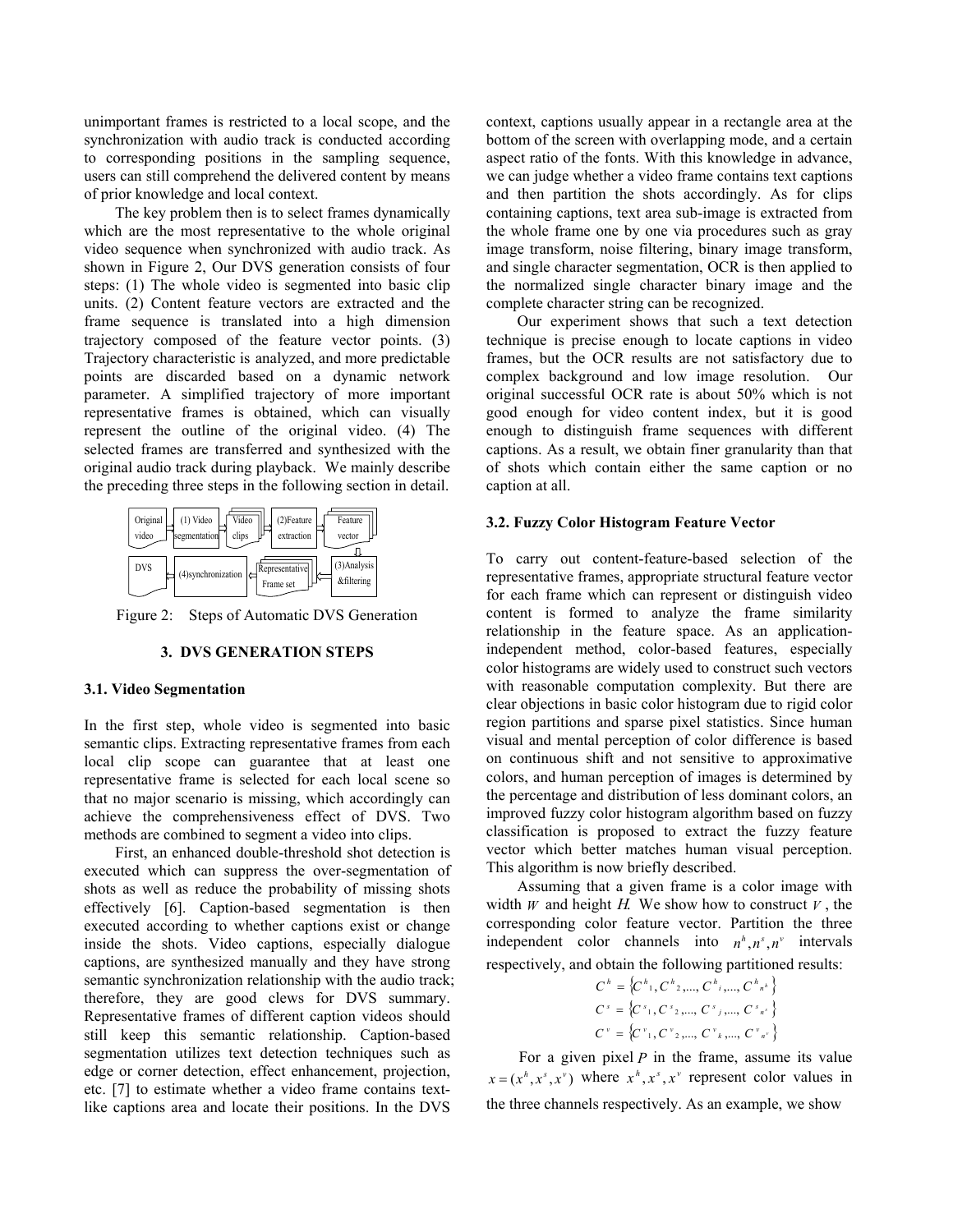unimportant frames is restricted to a local scope, and the synchronization with audio track is conducted according to corresponding positions in the sampling sequence, users can still comprehend the delivered content by means of prior knowledge and local context.

The key problem then is to select frames dynamically which are the most representative to the whole original video sequence when synchronized with audio track. As shown in Figure 2, Our DVS generation consists of four steps: (1) The whole video is segmented into basic clip units. (2) Content feature vectors are extracted and the frame sequence is translated into a high dimension trajectory composed of the feature vector points. (3) Trajectory characteristic is analyzed, and more predictable points are discarded based on a dynamic network parameter. A simplified trajectory of more important representative frames is obtained, which can visually represent the outline of the original video. (4) The selected frames are transferred and synthesized with the original audio track during playback. We mainly describe the preceding three steps in the following section in detail.

Original video
(1) Video segmentation
Video clips
(2)Feature extraction
Feature vector
(3)Analysis &filtering
Representative Frame set
(4)synchronization
DVS

Figure 2: Steps of Automatic DVS Generation

## 3. DVS GENERATION STEPS

### 3.1. Video Segmentation

In the first step, whole video is segmented into basic semantic clips. Extracting representative frames from each local clip scope can guarantee that at least one representative frame is selected for each local scene so that no major scenario is missing, which accordingly can achieve the comprehensiveness effect of DVS. Two methods are combined to segment a video into clips.

First, an enhanced double-threshold shot detection is executed which can suppress the over-segmentation of shots as well as reduce the probability of missing shots effectively [6]. Caption-based segmentation is then executed according to whether captions exist or change inside the shots. Video captions, especially dialogue captions, are synthesized manually and they have strong semantic synchronization relationship with the audio track; therefore, they are good clews for DVS summary. Representative frames of different caption videos should still keep this semantic relationship. Caption-based segmentation utilizes text detection techniques such as edge or corner detection, effect enhancement, projection, etc. [7] to estimate whether a video frame contains text-like captions area and locate their positions. In the DVS context, captions usually appear in a rectangle area at the bottom of the screen with overlapping mode, and a certain aspect ratio of the fonts. With this knowledge in advance, we can judge whether a video frame contains text captions and then partition the shots accordingly. As for clips containing captions, text area sub-image is extracted from the whole frame one by one via procedures such as gray image transform, noise filtering, binary image transform, and single character segmentation, OCR is then applied to the normalized single character binary image and the complete character string can be recognized.

Our experiment shows that such a text detection technique is precise enough to locate captions in video frames, but the OCR results are not satisfactory due to complex background and low image resolution. Our original successful OCR rate is about 50% which is not good enough for video content index, but it is good enough to distinguish frame sequences with different captions. As a result, we obtain finer granularity than that of shots which contain either the same caption or no caption at all.

### 3.2. Fuzzy Color Histogram Feature Vector

To carry out content-feature-based selection of the representative frames, appropriate structural feature vector for each frame which can represent or distinguish video content is formed to analyze the frame similarity relationship in the feature space. As an application-independent method, color-based features, especially color histograms are widely used to construct such vectors with reasonable computation complexity. But there are clear objections in basic color histogram due to rigid color region partitions and sparse pixel statistics. Since human visual and mental perception of color difference is based on continuous shift and not sensitive to approximative colors, and human perception of images is determined by the percentage and distribution of less dominant colors, an improved fuzzy color histogram algorithm based on fuzzy classification is proposed to extract the fuzzy feature vector which better matches human visual perception. This algorithm is now briefly described.

Assuming that a given frame is a color image with width $W$ and height $H$. We show how to construct $V$, the corresponding color feature vector. Partition the three independent color channels into $n^h, n^s, n^v$ intervals respectively, and obtain the following partitioned results:

$$C^h = \{C^h{}_1, C^h{}_2, ..., C^h{}_i, ..., C^h{}_{n^h}\}$$

$$C^s = \{C^s{}_1, C^s{}_2, ..., C^s{}_j, ..., C^s{}_{n^s}\}$$

$$C^v = \{C^v{}_1, C^v{}_2, ..., C^v{}_k, ..., C^v{}_{n^v}\}$$

For a given pixel $P$ in the frame, assume its value $x = (x^h, x^s, x^v)$ where $x^h, x^s, x^v$ represent color values in the three channels respectively. As an example, we show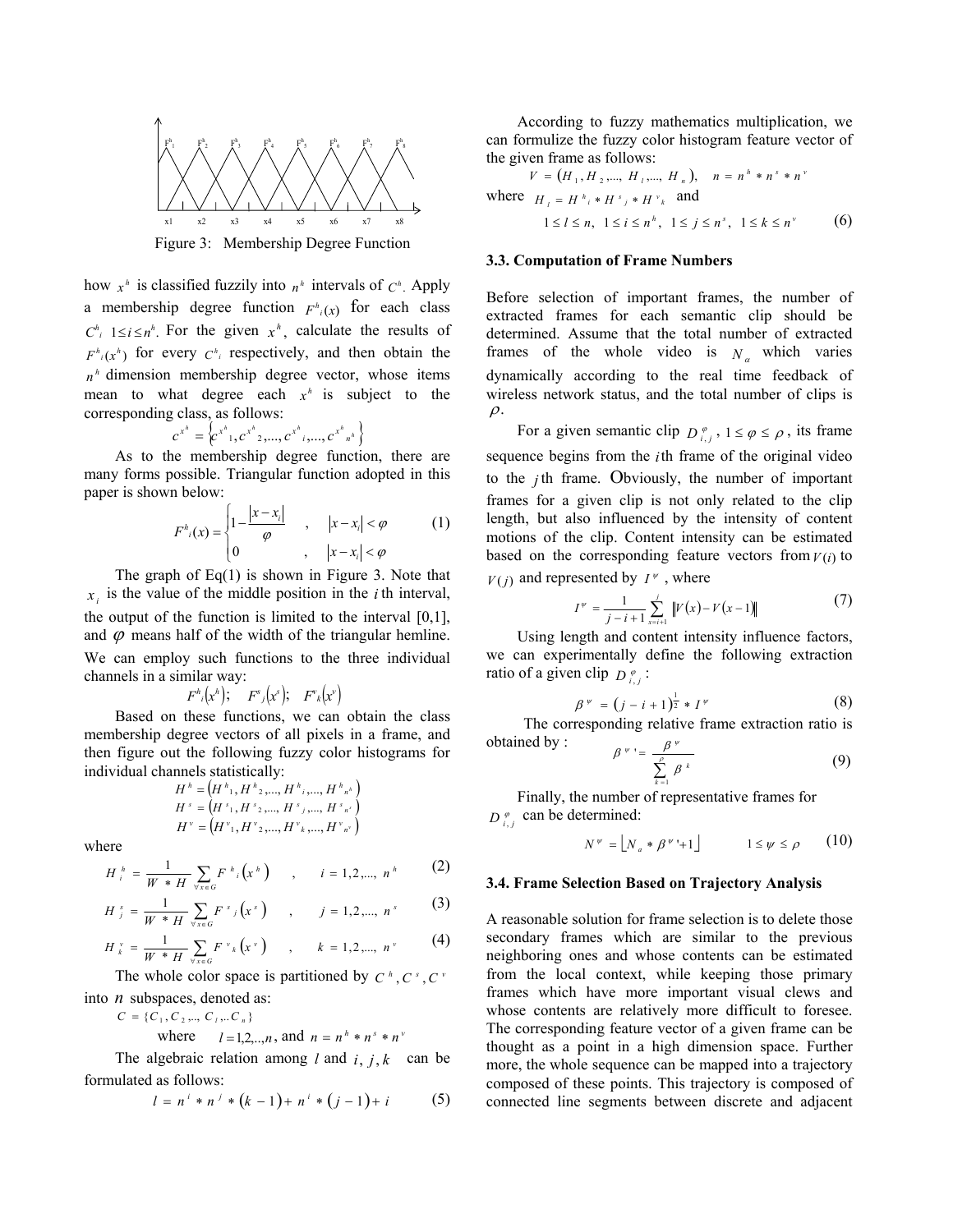Figure 3: Membership Degree Function

how $x^h$ is classified fuzzily into $n^h$ intervals of $C^h$. Apply a membership degree function $F^h{}_i(x)$ for each class $C^h_i$ $1 \le i \le n^h$. For the given $x^h$, calculate the results of $F^h{}_i(x^h)$ for every $C^h{}_i$ respectively, and then obtain the $n^h$ dimension membership degree vector, whose items mean to what degree each $x^h$ is subject to the corresponding class, as follows:

$$c^{x^h} = \left\{ c^{x^h}{}_1, c^{x^h}{}_2, ..., c^{x^h}{}_i, ..., c^{x^h}{}_{n^h} \right\}$$

As to the membership degree function, there are many forms possible. Triangular function adopted in this paper is shown below:

$$F^h{}_i(x) = \begin{cases} 1 - \dfrac{|x - x_i|}{\varphi} & , \quad |x - x_i| < \varphi \\ 0 & , \quad |x - x_i| < \varphi \end{cases} \qquad (1)$$

The graph of Eq(1) is shown in Figure 3. Note that $x_i$ is the value of the middle position in the $i$th interval, the output of the function is limited to the interval [0,1], and $\varphi$ means half of the width of the triangular hemline. We can employ such functions to the three individual channels in a similar way:

$$F^h{}_i(x^h); \quad F^s{}_j(x^s); \quad F^v{}_k(x^v)$$

Based on these functions, we can obtain the class membership degree vectors of all pixels in a frame, and then figure out the following fuzzy color histograms for individual channels statistically:

$$H^h = \left( H^h{}_1, H^h{}_2, ..., H^h{}_i, ..., H^h{}_{n^h} \right)$$
$$H^s = \left( H^s{}_1, H^s{}_2, ..., H^s{}_j, ..., H^s{}_{n^s} \right)$$
$$H^v = \left( H^v{}_1, H^v{}_2, ..., H^v{}_k, ..., H^v{}_{n^v} \right)$$

where

$$H^h_i = \frac{1}{W * H} \sum_{\forall x \in G} F^h{}_i\left(x^h\right) \quad , \quad i = 1,2,..., n^h \qquad (2)$$

$$H^s_j = \frac{1}{W * H} \sum_{\forall x \in G} F^s{}_j\left(x^s\right) \quad , \quad j = 1,2,..., n^s \qquad (3)$$

$$H^v_k = \frac{1}{W * H} \sum_{\forall x \in G} F^v{}_k\left(x^v\right) \quad , \quad k = 1,2,..., n^v \qquad (4)$$

The whole color space is partitioned by $C^h, C^s, C^v$ into $n$ subspaces, denoted as:

$$C = \{ C_1, C_2, .., C_l, .. C_n \}$$

where $l = 1,2,..,n$, and $n = n^h * n^s * n^v$

The algebraic relation among $l$ and $i, j, k$ can be formulated as follows:

$$l = n^i * n^j * (k - 1) + n^i * (j - 1) + i \qquad (5)$$

According to fuzzy mathematics multiplication, we can formulize the fuzzy color histogram feature vector of the given frame as follows:

$$V = \left( H_1, H_2, ..., H_l, ..., H_n \right), \quad n = n^h * n^s * n^v$$

where $H_l = H^h{}_i * H^s{}_j * H^v{}_k$ and

$$1 \le l \le n, \; 1 \le i \le n^h, \; 1 \le j \le n^s, \; 1 \le k \le n^v \qquad (6)$$

### 3.3. Computation of Frame Numbers

Before selection of important frames, the number of extracted frames for each semantic clip should be determined. Assume that the total number of extracted frames of the whole video is $N_\alpha$ which varies dynamically according to the real time feedback of wireless network status, and the total number of clips is $\rho$.

For a given semantic clip $D^{\varphi}_{i,j}$, $1 \le \varphi \le \rho$, its frame sequence begins from the $i$th frame of the original video to the $j$th frame. Obviously, the number of important frames for a given clip is not only related to the clip length, but also influenced by the intensity of content motions of the clip. Content intensity can be estimated based on the corresponding feature vectors from $V(i)$ to $V(j)$ and represented by $I^{\psi}$, where

$$I^{\psi} = \frac{1}{j - i + 1} \sum_{x = i+1}^{j} \left\| V(x) - V(x - 1) \right\| \qquad (7)$$

Using length and content intensity influence factors, we can experimentally define the following extraction ratio of a given clip $D^{\varphi}_{i,j}$:

$$\beta^{\psi} = (j - i + 1)^{\frac{1}{2}} * I^{\psi} \qquad (8)$$

The corresponding relative frame extraction ratio is obtained by :

$$\beta^{\psi}{}' = \frac{\beta^{\psi}}{\sum_{k=1}^{\rho} \beta^{k}} \qquad (9)$$

Finally, the number of representative frames for $D^{\varphi}_{i,j}$ can be determined:

$$N^{\psi} = \left\lfloor N_a * \beta^{\psi}{}' + 1 \right\rfloor \qquad 1 \le \psi \le \rho \qquad (10)$$

### 3.4. Frame Selection Based on Trajectory Analysis

A reasonable solution for frame selection is to delete those secondary frames which are similar to the previous neighboring ones and whose contents can be estimated from the local context, while keeping those primary frames which have more important visual clews and whose contents are relatively more difficult to foresee. The corresponding feature vector of a given frame can be thought as a point in a high dimension space. Further more, the whole sequence can be mapped into a trajectory composed of these points. This trajectory is composed of connected line segments between discrete and adjacent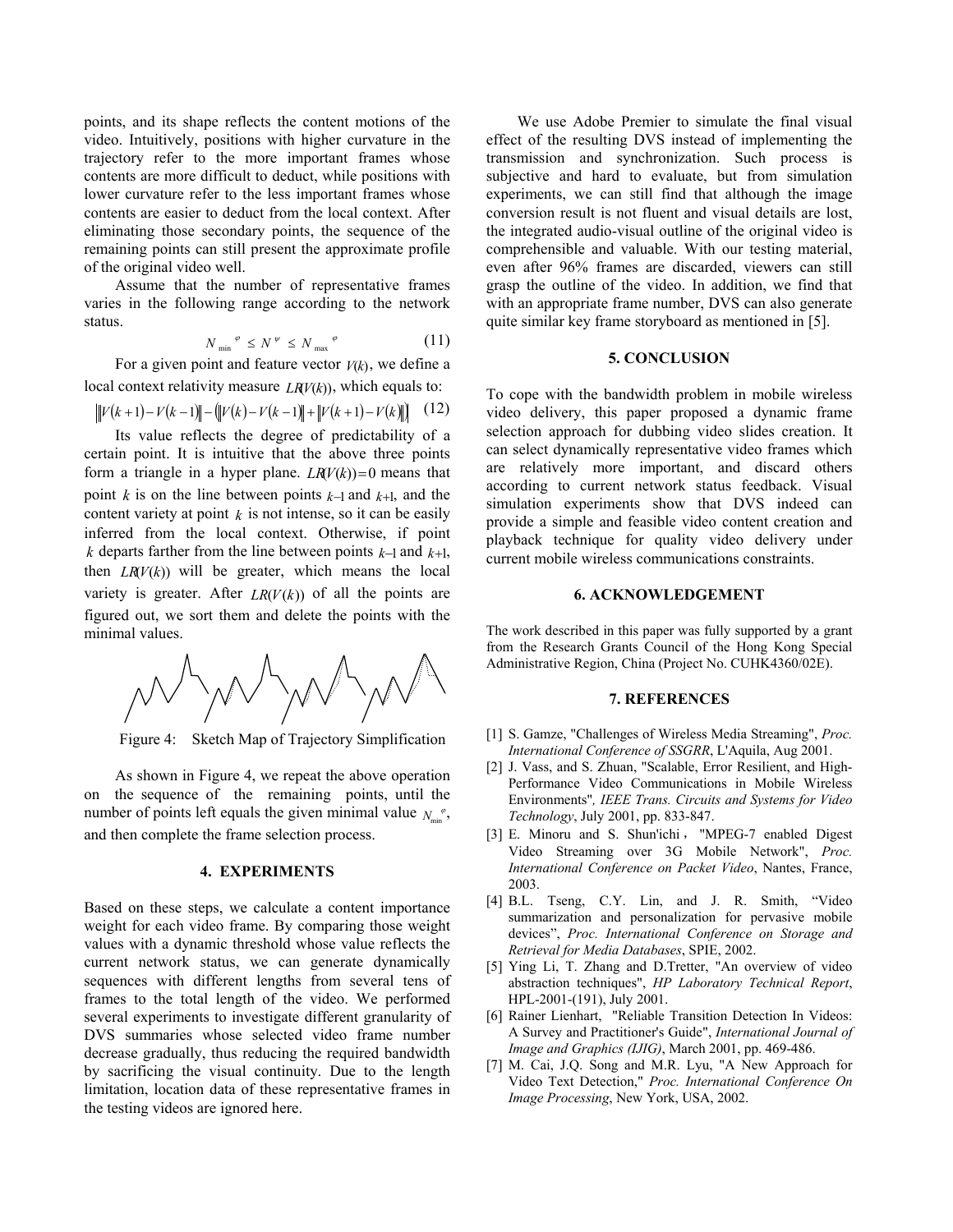points, and its shape reflects the content motions of the video. Intuitively, positions with higher curvature in the trajectory refer to the more important frames whose contents are more difficult to deduct, while positions with lower curvature refer to the less important frames whose contents are easier to deduct from the local context. After eliminating those secondary points, the sequence of the remaining points can still present the approximate profile of the original video well.

Assume that the number of representative frames varies in the following range according to the network status.

$$N_{\min}^{\varphi} \le N^{\psi} \le N_{\max}^{\varphi} \tag{11}$$

For a given point and feature vector $V(k)$, we define a local context relativity measure $LR(V(k))$, which equals to:

$$\left\|V(k+1)-V(k-1)\right\| - \left(\left\|V(k)-V(k-1)\right\| + \left\|V(k+1)-V(k)\right\|\right) \tag{12}$$

Its value reflects the degree of predictability of a certain point. It is intuitive that the above three points form a triangle in a hyper plane. $LR(V(k))=0$ means that point $k$ is on the line between points $k-1$ and $k+1$, and the content variety at point $k$ is not intense, so it can be easily inferred from the local context. Otherwise, if point $k$ departs farther from the line between points $k-1$ and $k+1$, then $LR(V(k))$ will be greater, which means the local variety is greater. After $LR(V(k))$ of all the points are figured out, we sort them and delete the points with the minimal values.

Figure 4: Sketch Map of Trajectory Simplification

As shown in Figure 4, we repeat the above operation on the sequence of the remaining points, until the number of points left equals the given minimal value $N_{\min}^{\varphi}$, and then complete the frame selection process.

## 4. EXPERIMENTS

Based on these steps, we calculate a content importance weight for each video frame. By comparing those weight values with a dynamic threshold whose value reflects the current network status, we can generate dynamically sequences with different lengths from several tens of frames to the total length of the video. We performed several experiments to investigate different granularity of DVS summaries whose selected video frame number decrease gradually, thus reducing the required bandwidth by sacrificing the visual continuity. Due to the length limitation, location data of these representative frames in the testing videos are ignored here.

We use Adobe Premier to simulate the final visual effect of the resulting DVS instead of implementing the transmission and synchronization. Such process is subjective and hard to evaluate, but from simulation experiments, we can still find that although the image conversion result is not fluent and visual details are lost, the integrated audio-visual outline of the original video is comprehensible and valuable. With our testing material, even after 96% frames are discarded, viewers can still grasp the outline of the video. In addition, we find that with an appropriate frame number, DVS can also generate quite similar key frame storyboard as mentioned in [5].

## 5. CONCLUSION

To cope with the bandwidth problem in mobile wireless video delivery, this paper proposed a dynamic frame selection approach for dubbing video slides creation. It can select dynamically representative video frames which are relatively more important, and discard others according to current network status feedback. Visual simulation experiments show that DVS indeed can provide a simple and feasible video content creation and playback technique for quality video delivery under current mobile wireless communications constraints.

## 6. ACKNOWLEDGEMENT

The work described in this paper was fully supported by a grant from the Research Grants Council of the Hong Kong Special Administrative Region, China (Project No. CUHK4360/02E).

## 7. REFERENCES

[1] S. Gamze, "Challenges of Wireless Media Streaming", *Proc. International Conference of SSGRR*, L'Aquila, Aug 2001.

[2] J. Vass, and S. Zhuan, "Scalable, Error Resilient, and High-Performance Video Communications in Mobile Wireless Environments", *IEEE Trans. Circuits and Systems for Video Technology*, July 2001, pp. 833-847.

[3] E. Minoru and S. Shun'ichi , "MPEG-7 enabled Digest Video Streaming over 3G Mobile Network", *Proc. International Conference on Packet Video*, Nantes, France, 2003.

[4] B.L. Tseng, C.Y. Lin, and J. R. Smith, "Video summarization and personalization for pervasive mobile devices", *Proc. International Conference on Storage and Retrieval for Media Databases*, SPIE, 2002.

[5] Ying Li, T. Zhang and D.Tretter, "An overview of video abstraction techniques", *HP Laboratory Technical Report*, HPL-2001-(191), July 2001.

[6] Rainer Lienhart, "Reliable Transition Detection In Videos: A Survey and Practitioner's Guide", *International Journal of Image and Graphics (IJIG)*, March 2001, pp. 469-486.

[7] M. Cai, J.Q. Song and M.R. Lyu, "A New Approach for Video Text Detection," *Proc. International Conference On Image Processing*, New York, USA, 2002.